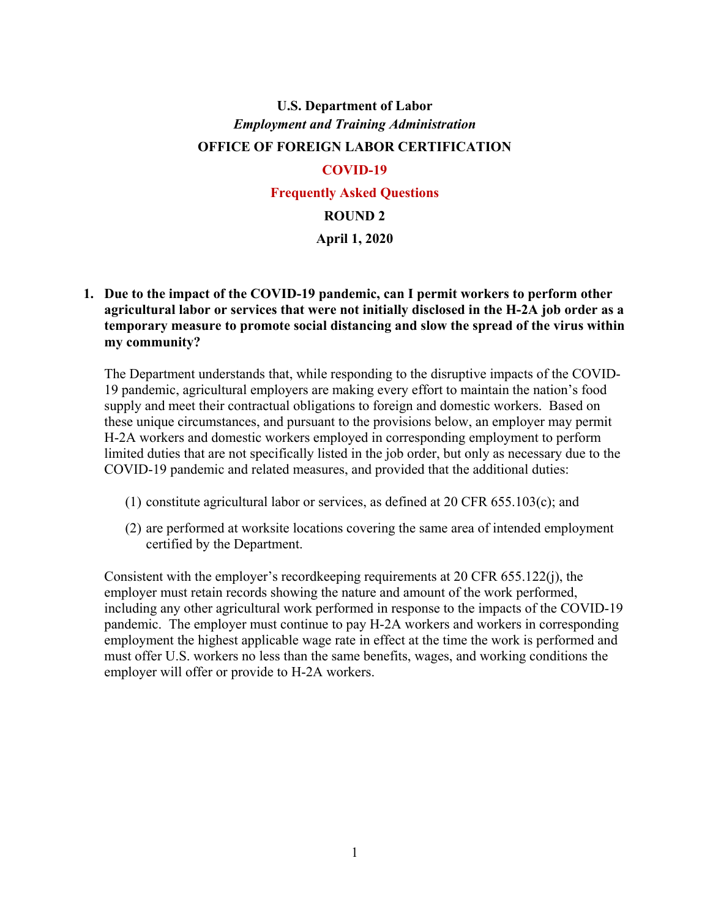**U.S. Department of Labor**

***Employment and Training Administration***

**OFFICE OF FOREIGN LABOR CERTIFICATION**

# COVID-19

## Frequently Asked Questions

**ROUND 2**

**April 1, 2020**

1. **Due to the impact of the COVID-19 pandemic, can I permit workers to perform other agricultural labor or services that were not initially disclosed in the H-2A job order as a temporary measure to promote social distancing and slow the spread of the virus within my community?**

   The Department understands that, while responding to the disruptive impacts of the COVID-19 pandemic, agricultural employers are making every effort to maintain the nation's food supply and meet their contractual obligations to foreign and domestic workers. Based on these unique circumstances, and pursuant to the provisions below, an employer may permit H-2A workers and domestic workers employed in corresponding employment to perform limited duties that are not specifically listed in the job order, but only as necessary due to the COVID-19 pandemic and related measures, and provided that the additional duties:

   (1) constitute agricultural labor or services, as defined at 20 CFR 655.103(c); and

   (2) are performed at worksite locations covering the same area of intended employment certified by the Department.

   Consistent with the employer's recordkeeping requirements at 20 CFR 655.122(j), the employer must retain records showing the nature and amount of the work performed, including any other agricultural work performed in response to the impacts of the COVID-19 pandemic. The employer must continue to pay H-2A workers and workers in corresponding employment the highest applicable wage rate in effect at the time the work is performed and must offer U.S. workers no less than the same benefits, wages, and working conditions the employer will offer or provide to H-2A workers.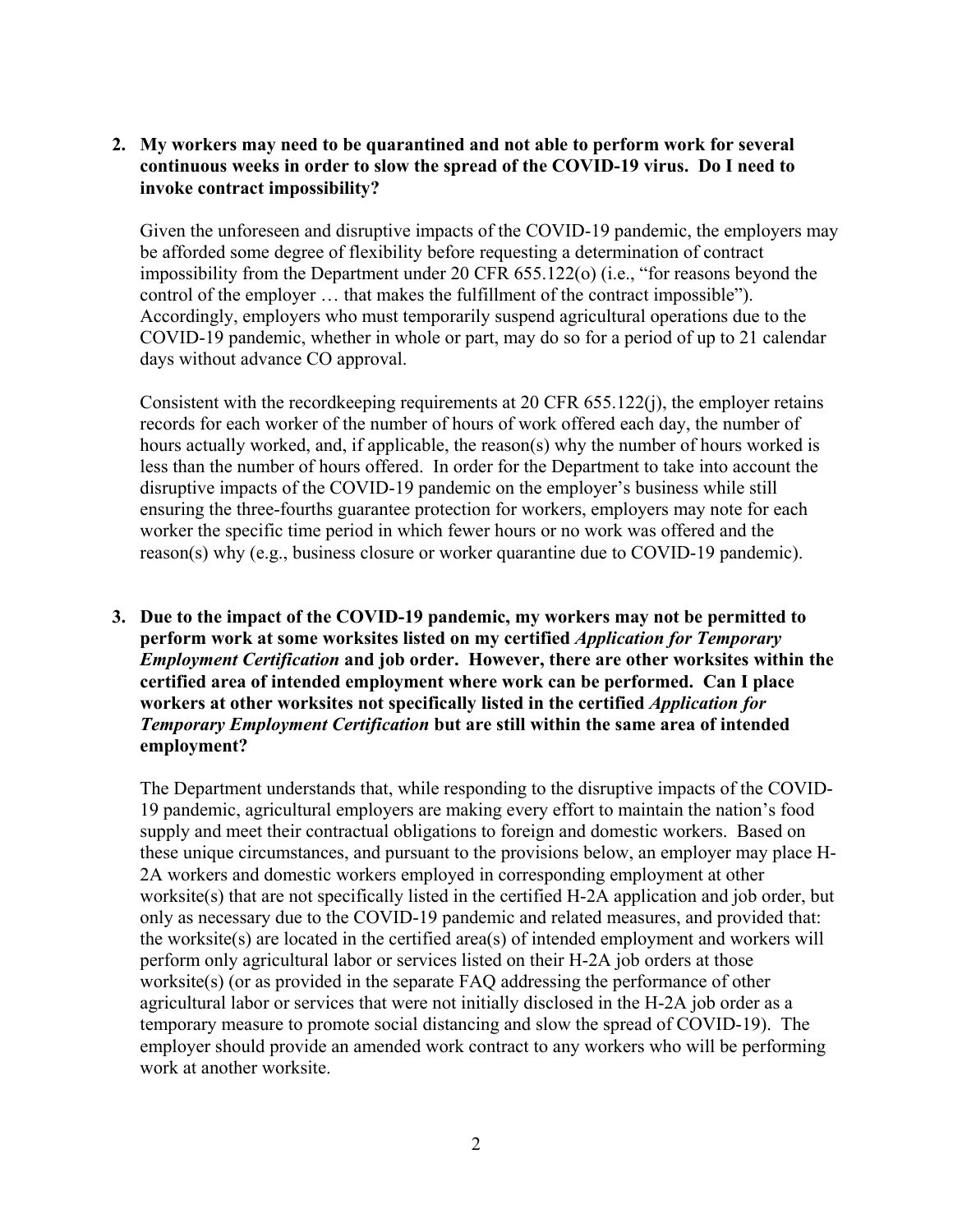**2. My workers may need to be quarantined and not able to perform work for several continuous weeks in order to slow the spread of the COVID-19 virus. Do I need to invoke contract impossibility?**

Given the unforeseen and disruptive impacts of the COVID-19 pandemic, the employers may be afforded some degree of flexibility before requesting a determination of contract impossibility from the Department under 20 CFR 655.122(o) (i.e., "for reasons beyond the control of the employer … that makes the fulfillment of the contract impossible"). Accordingly, employers who must temporarily suspend agricultural operations due to the COVID-19 pandemic, whether in whole or part, may do so for a period of up to 21 calendar days without advance CO approval.

Consistent with the recordkeeping requirements at 20 CFR 655.122(j), the employer retains records for each worker of the number of hours of work offered each day, the number of hours actually worked, and, if applicable, the reason(s) why the number of hours worked is less than the number of hours offered. In order for the Department to take into account the disruptive impacts of the COVID-19 pandemic on the employer's business while still ensuring the three-fourths guarantee protection for workers, employers may note for each worker the specific time period in which fewer hours or no work was offered and the reason(s) why (e.g., business closure or worker quarantine due to COVID-19 pandemic).

**3. Due to the impact of the COVID-19 pandemic, my workers may not be permitted to perform work at some worksites listed on my certified *Application for Temporary Employment Certification* and job order. However, there are other worksites within the certified area of intended employment where work can be performed. Can I place workers at other worksites not specifically listed in the certified *Application for Temporary Employment Certification* but are still within the same area of intended employment?**

The Department understands that, while responding to the disruptive impacts of the COVID-19 pandemic, agricultural employers are making every effort to maintain the nation's food supply and meet their contractual obligations to foreign and domestic workers. Based on these unique circumstances, and pursuant to the provisions below, an employer may place H-2A workers and domestic workers employed in corresponding employment at other worksite(s) that are not specifically listed in the certified H-2A application and job order, but only as necessary due to the COVID-19 pandemic and related measures, and provided that: the worksite(s) are located in the certified area(s) of intended employment and workers will perform only agricultural labor or services listed on their H-2A job orders at those worksite(s) (or as provided in the separate FAQ addressing the performance of other agricultural labor or services that were not initially disclosed in the H-2A job order as a temporary measure to promote social distancing and slow the spread of COVID-19). The employer should provide an amended work contract to any workers who will be performing work at another worksite.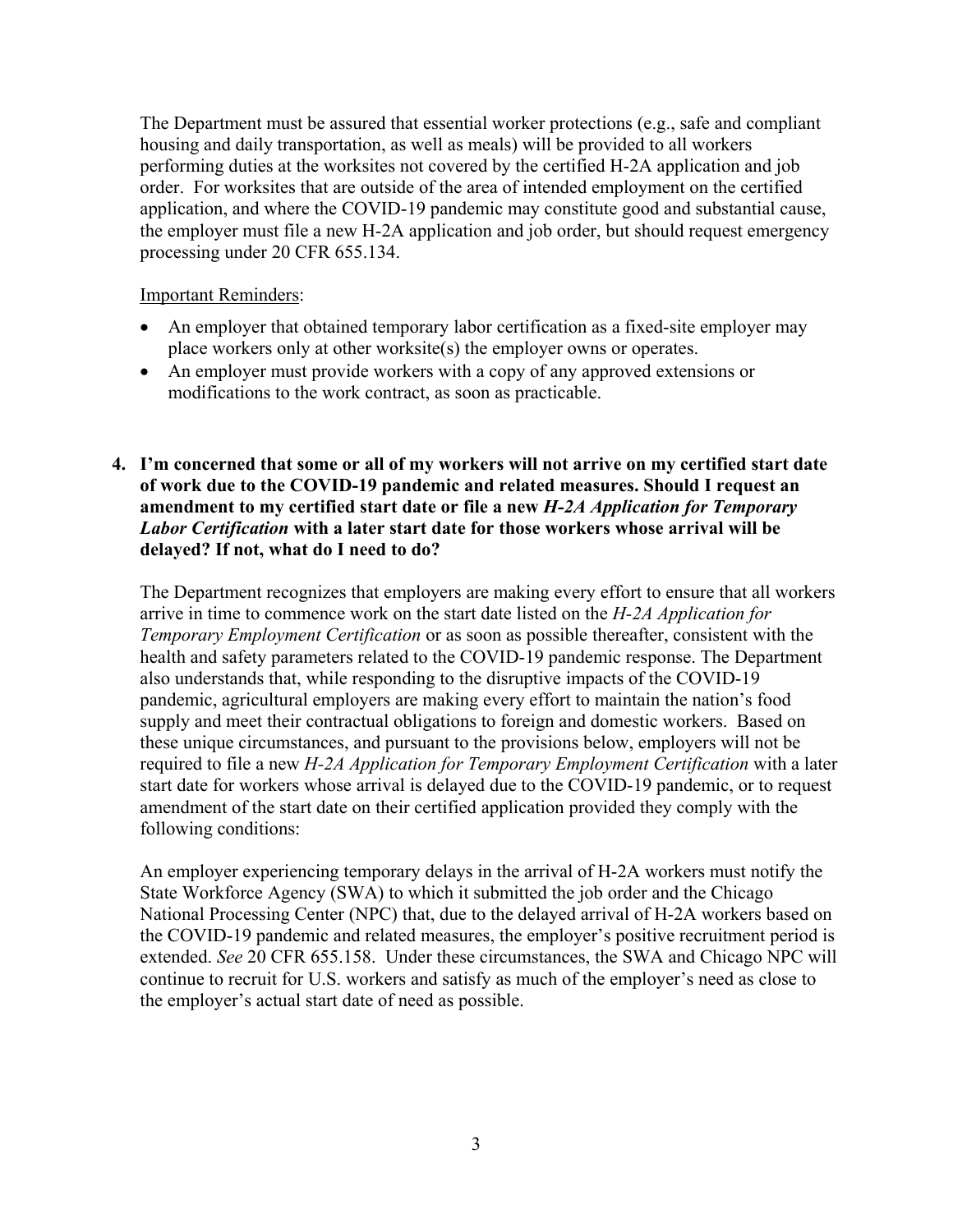The Department must be assured that essential worker protections (e.g., safe and compliant housing and daily transportation, as well as meals) will be provided to all workers performing duties at the worksites not covered by the certified H-2A application and job order. For worksites that are outside of the area of intended employment on the certified application, and where the COVID-19 pandemic may constitute good and substantial cause, the employer must file a new H-2A application and job order, but should request emergency processing under 20 CFR 655.134.

Important Reminders:

- An employer that obtained temporary labor certification as a fixed-site employer may place workers only at other worksite(s) the employer owns or operates.
- An employer must provide workers with a copy of any approved extensions or modifications to the work contract, as soon as practicable.

**4. I'm concerned that some or all of my workers will not arrive on my certified start date of work due to the COVID-19 pandemic and related measures. Should I request an amendment to my certified start date or file a new *H-2A Application for Temporary Labor Certification* with a later start date for those workers whose arrival will be delayed? If not, what do I need to do?**

The Department recognizes that employers are making every effort to ensure that all workers arrive in time to commence work on the start date listed on the *H-2A Application for Temporary Employment Certification* or as soon as possible thereafter, consistent with the health and safety parameters related to the COVID-19 pandemic response. The Department also understands that, while responding to the disruptive impacts of the COVID-19 pandemic, agricultural employers are making every effort to maintain the nation's food supply and meet their contractual obligations to foreign and domestic workers. Based on these unique circumstances, and pursuant to the provisions below, employers will not be required to file a new *H-2A Application for Temporary Employment Certification* with a later start date for workers whose arrival is delayed due to the COVID-19 pandemic, or to request amendment of the start date on their certified application provided they comply with the following conditions:

An employer experiencing temporary delays in the arrival of H-2A workers must notify the State Workforce Agency (SWA) to which it submitted the job order and the Chicago National Processing Center (NPC) that, due to the delayed arrival of H-2A workers based on the COVID-19 pandemic and related measures, the employer's positive recruitment period is extended. *See* 20 CFR 655.158. Under these circumstances, the SWA and Chicago NPC will continue to recruit for U.S. workers and satisfy as much of the employer's need as close to the employer's actual start date of need as possible.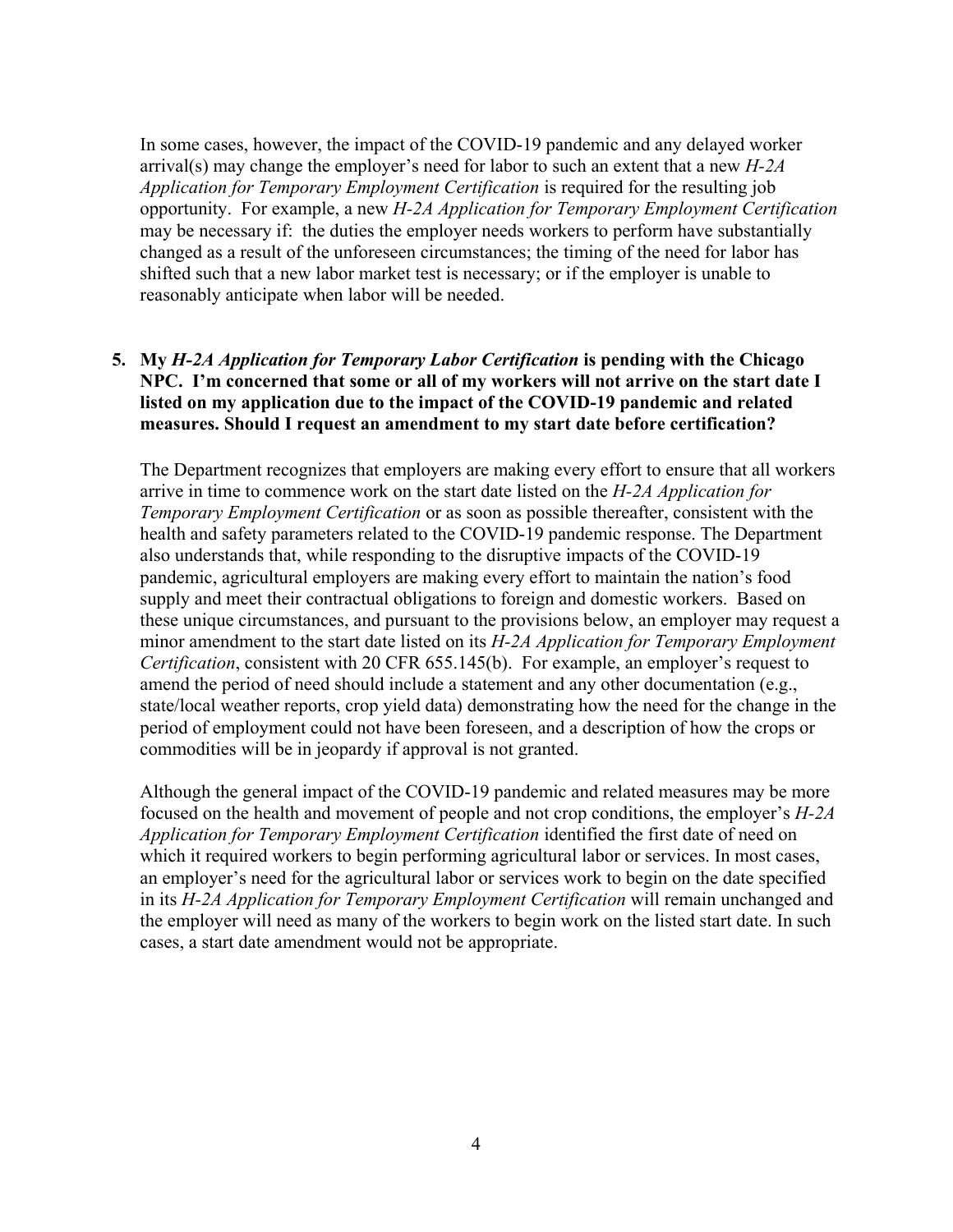In some cases, however, the impact of the COVID-19 pandemic and any delayed worker arrival(s) may change the employer's need for labor to such an extent that a new *H-2A Application for Temporary Employment Certification* is required for the resulting job opportunity. For example, a new *H-2A Application for Temporary Employment Certification* may be necessary if: the duties the employer needs workers to perform have substantially changed as a result of the unforeseen circumstances; the timing of the need for labor has shifted such that a new labor market test is necessary; or if the employer is unable to reasonably anticipate when labor will be needed.

**5. My *H-2A Application for Temporary Labor Certification* is pending with the Chicago NPC. I'm concerned that some or all of my workers will not arrive on the start date I listed on my application due to the impact of the COVID-19 pandemic and related measures. Should I request an amendment to my start date before certification?**

The Department recognizes that employers are making every effort to ensure that all workers arrive in time to commence work on the start date listed on the *H-2A Application for Temporary Employment Certification* or as soon as possible thereafter, consistent with the health and safety parameters related to the COVID-19 pandemic response. The Department also understands that, while responding to the disruptive impacts of the COVID-19 pandemic, agricultural employers are making every effort to maintain the nation's food supply and meet their contractual obligations to foreign and domestic workers. Based on these unique circumstances, and pursuant to the provisions below, an employer may request a minor amendment to the start date listed on its *H-2A Application for Temporary Employment Certification*, consistent with 20 CFR 655.145(b). For example, an employer's request to amend the period of need should include a statement and any other documentation (e.g., state/local weather reports, crop yield data) demonstrating how the need for the change in the period of employment could not have been foreseen, and a description of how the crops or commodities will be in jeopardy if approval is not granted.

Although the general impact of the COVID-19 pandemic and related measures may be more focused on the health and movement of people and not crop conditions, the employer's *H-2A Application for Temporary Employment Certification* identified the first date of need on which it required workers to begin performing agricultural labor or services. In most cases, an employer's need for the agricultural labor or services work to begin on the date specified in its *H-2A Application for Temporary Employment Certification* will remain unchanged and the employer will need as many of the workers to begin work on the listed start date. In such cases, a start date amendment would not be appropriate.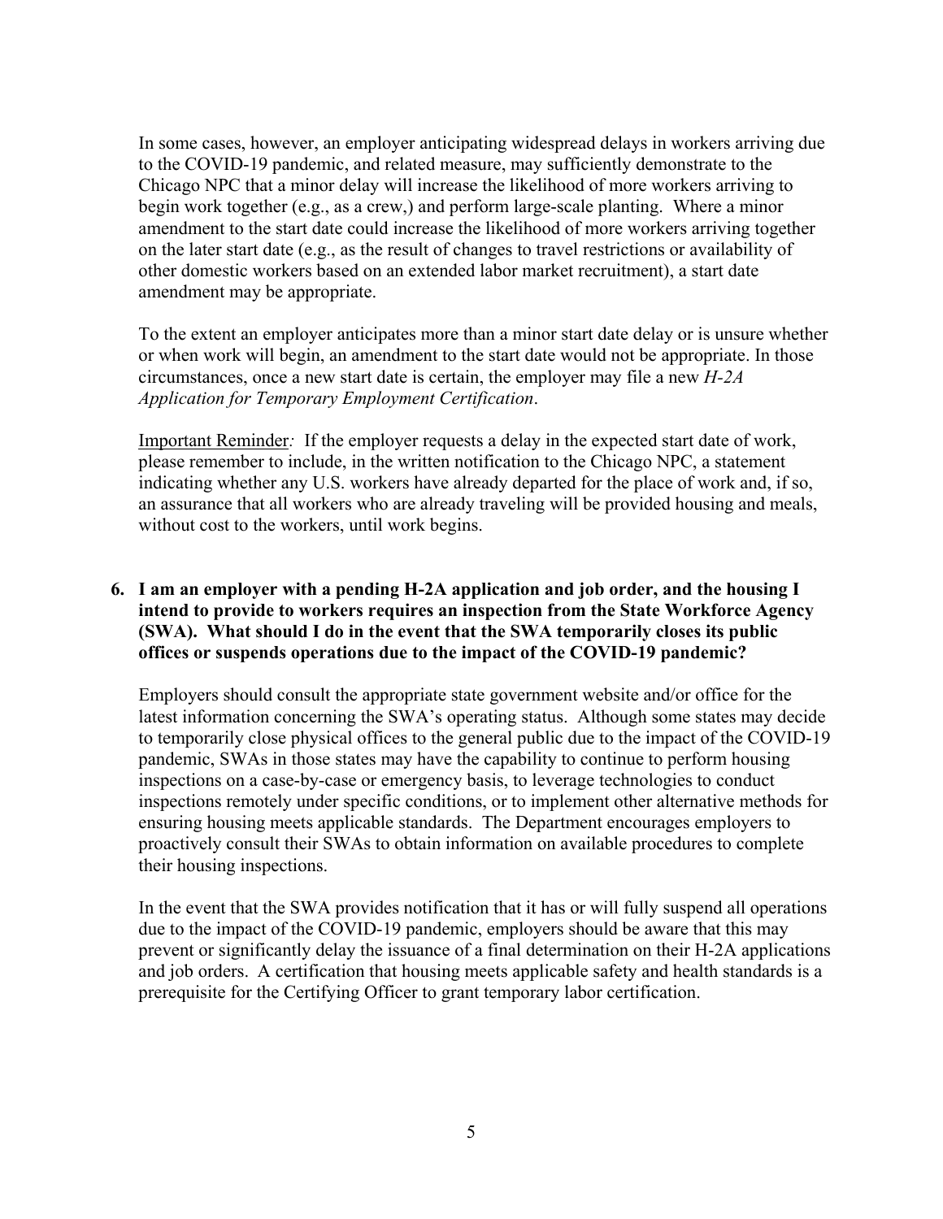In some cases, however, an employer anticipating widespread delays in workers arriving due to the COVID-19 pandemic, and related measure, may sufficiently demonstrate to the Chicago NPC that a minor delay will increase the likelihood of more workers arriving to begin work together (e.g., as a crew,) and perform large-scale planting. Where a minor amendment to the start date could increase the likelihood of more workers arriving together on the later start date (e.g., as the result of changes to travel restrictions or availability of other domestic workers based on an extended labor market recruitment), a start date amendment may be appropriate.

To the extent an employer anticipates more than a minor start date delay or is unsure whether or when work will begin, an amendment to the start date would not be appropriate. In those circumstances, once a new start date is certain, the employer may file a new *H-2A Application for Temporary Employment Certification*.

Important Reminder*:* If the employer requests a delay in the expected start date of work, please remember to include, in the written notification to the Chicago NPC, a statement indicating whether any U.S. workers have already departed for the place of work and, if so, an assurance that all workers who are already traveling will be provided housing and meals, without cost to the workers, until work begins.

**6. I am an employer with a pending H-2A application and job order, and the housing I intend to provide to workers requires an inspection from the State Workforce Agency (SWA). What should I do in the event that the SWA temporarily closes its public offices or suspends operations due to the impact of the COVID-19 pandemic?**

Employers should consult the appropriate state government website and/or office for the latest information concerning the SWA's operating status. Although some states may decide to temporarily close physical offices to the general public due to the impact of the COVID-19 pandemic, SWAs in those states may have the capability to continue to perform housing inspections on a case-by-case or emergency basis, to leverage technologies to conduct inspections remotely under specific conditions, or to implement other alternative methods for ensuring housing meets applicable standards. The Department encourages employers to proactively consult their SWAs to obtain information on available procedures to complete their housing inspections.

In the event that the SWA provides notification that it has or will fully suspend all operations due to the impact of the COVID-19 pandemic, employers should be aware that this may prevent or significantly delay the issuance of a final determination on their H-2A applications and job orders. A certification that housing meets applicable safety and health standards is a prerequisite for the Certifying Officer to grant temporary labor certification.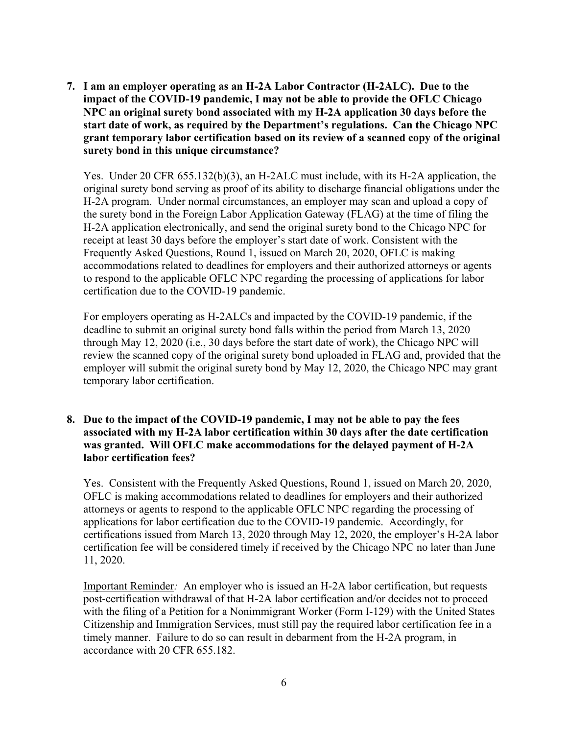**7. I am an employer operating as an H-2A Labor Contractor (H-2ALC). Due to the impact of the COVID-19 pandemic, I may not be able to provide the OFLC Chicago NPC an original surety bond associated with my H-2A application 30 days before the start date of work, as required by the Department's regulations. Can the Chicago NPC grant temporary labor certification based on its review of a scanned copy of the original surety bond in this unique circumstance?**

Yes. Under 20 CFR 655.132(b)(3), an H-2ALC must include, with its H-2A application, the original surety bond serving as proof of its ability to discharge financial obligations under the H-2A program. Under normal circumstances, an employer may scan and upload a copy of the surety bond in the Foreign Labor Application Gateway (FLAG) at the time of filing the H-2A application electronically, and send the original surety bond to the Chicago NPC for receipt at least 30 days before the employer's start date of work. Consistent with the Frequently Asked Questions, Round 1, issued on March 20, 2020, OFLC is making accommodations related to deadlines for employers and their authorized attorneys or agents to respond to the applicable OFLC NPC regarding the processing of applications for labor certification due to the COVID-19 pandemic.

For employers operating as H-2ALCs and impacted by the COVID-19 pandemic, if the deadline to submit an original surety bond falls within the period from March 13, 2020 through May 12, 2020 (i.e., 30 days before the start date of work), the Chicago NPC will review the scanned copy of the original surety bond uploaded in FLAG and, provided that the employer will submit the original surety bond by May 12, 2020, the Chicago NPC may grant temporary labor certification.

**8. Due to the impact of the COVID-19 pandemic, I may not be able to pay the fees associated with my H-2A labor certification within 30 days after the date certification was granted. Will OFLC make accommodations for the delayed payment of H-2A labor certification fees?**

Yes. Consistent with the Frequently Asked Questions, Round 1, issued on March 20, 2020, OFLC is making accommodations related to deadlines for employers and their authorized attorneys or agents to respond to the applicable OFLC NPC regarding the processing of applications for labor certification due to the COVID-19 pandemic. Accordingly, for certifications issued from March 13, 2020 through May 12, 2020, the employer's H-2A labor certification fee will be considered timely if received by the Chicago NPC no later than June 11, 2020.

<u>Important Reminder</u>*:* An employer who is issued an H-2A labor certification, but requests post-certification withdrawal of that H-2A labor certification and/or decides not to proceed with the filing of a Petition for a Nonimmigrant Worker (Form I-129) with the United States Citizenship and Immigration Services, must still pay the required labor certification fee in a timely manner. Failure to do so can result in debarment from the H-2A program, in accordance with 20 CFR 655.182.